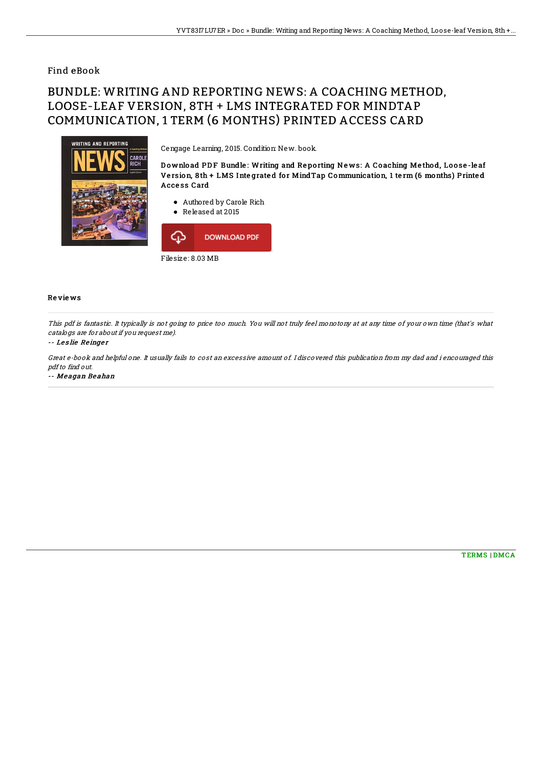Find eBook

# BUNDLE: WRITING AND REPORTING NEWS: A COACHING METHOD, LOOSE-LEAF VERSION, 8TH + LMS INTEGRATED FOR MINDTAP COMMUNICATION, 1 TERM (6 MONTHS) PRINTED ACCESS CARD

Cengage Learning, 2015. Condition: New. book.

**Download PDF Bundle: Writing and Reporting News: A Coaching Method, Loose-leaf Version, 8th + LMS Integrated for MindTap Communication, 1 term (6 months) Printed Access Card**

- Authored by Carole Rich
- Released at 2015

DOWNLOAD PDF

Filesize: 8.03 MB

## Reviews

*This pdf is fantastic. It typically is not going to price too much. You will not truly feel monotony at at any time of your own time (that's what catalogs are for about if you request me).*

-- ***Leslie Reinger***

*Great e-book and helpful one. It usually fails to cost an excessive amount of. I discovered this publication from my dad and i encouraged this pdf to find out.*

-- ***Meagan Beahan***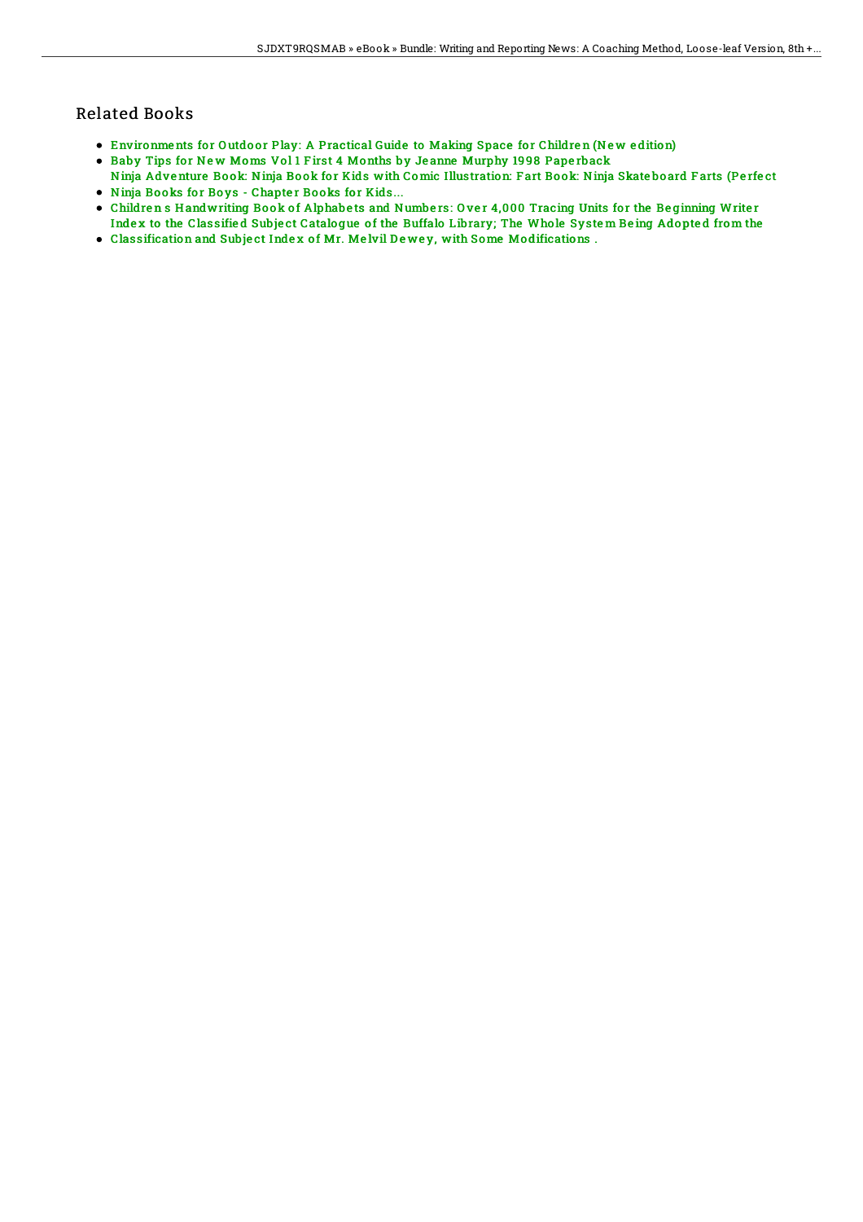## Related Books

- Environments for Outdoor Play: A Practical Guide to Making Space for Children (New edition)
- Baby Tips for New Moms Vol 1 First 4 Months by Jeanne Murphy 1998 Paperback
- Ninja Adventure Book: Ninja Book for Kids with Comic Illustration: Fart Book: Ninja Skateboard Farts (Perfect Ninja Books for Boys - Chapter Books for Kids...
- Children s Handwriting Book of Alphabets and Numbers: Over 4,000 Tracing Units for the Beginning Writer
- Index to the Classified Subject Catalogue of the Buffalo Library; The Whole System Being Adopted from the Classification and Subject Index of Mr. Melvil Dewey, with Some Modifications .